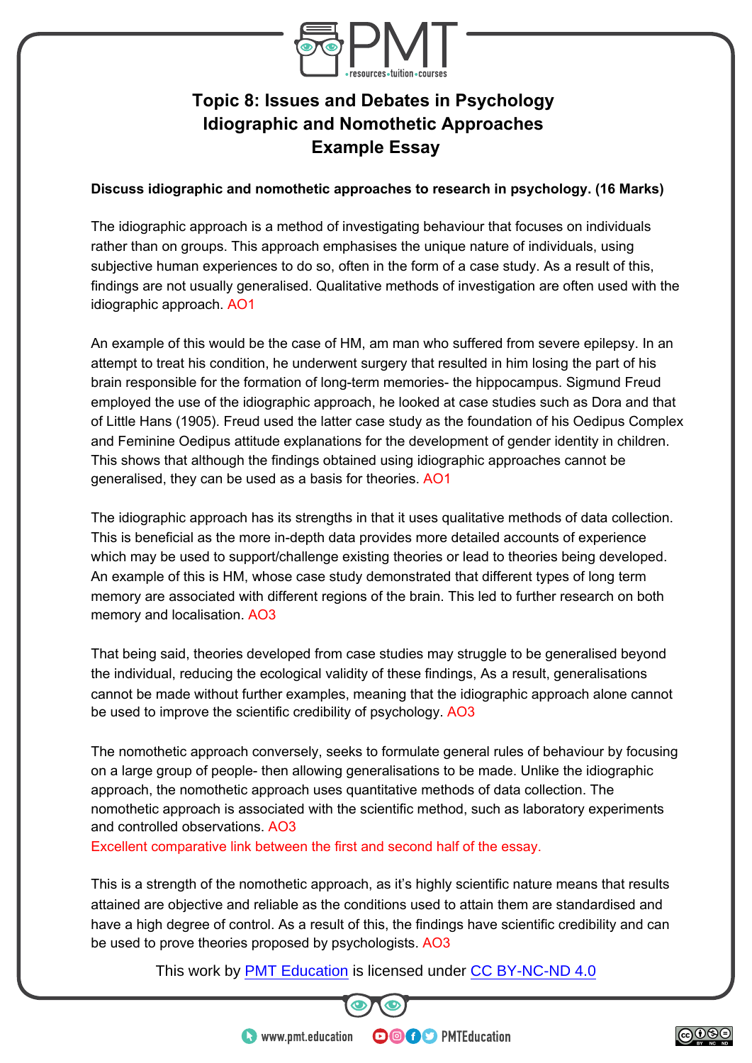# Topic 8: Issues and Debates in Psychology
## Idiographic and Nomothetic Approaches
## Example Essay

**Discuss idiographic and nomothetic approaches to research in psychology. (16 Marks)**

The idiographic approach is a method of investigating behaviour that focuses on individuals rather than on groups. This approach emphasises the unique nature of individuals, using subjective human experiences to do so, often in the form of a case study. As a result of this, findings are not usually generalised. Qualitative methods of investigation are often used with the idiographic approach. AO1

An example of this would be the case of HM, am man who suffered from severe epilepsy. In an attempt to treat his condition, he underwent surgery that resulted in him losing the part of his brain responsible for the formation of long-term memories- the hippocampus. Sigmund Freud employed the use of the idiographic approach, he looked at case studies such as Dora and that of Little Hans (1905). Freud used the latter case study as the foundation of his Oedipus Complex and Feminine Oedipus attitude explanations for the development of gender identity in children. This shows that although the findings obtained using idiographic approaches cannot be generalised, they can be used as a basis for theories. AO1

The idiographic approach has its strengths in that it uses qualitative methods of data collection. This is beneficial as the more in-depth data provides more detailed accounts of experience which may be used to support/challenge existing theories or lead to theories being developed. An example of this is HM, whose case study demonstrated that different types of long term memory are associated with different regions of the brain. This led to further research on both memory and localisation. AO3

That being said, theories developed from case studies may struggle to be generalised beyond the individual, reducing the ecological validity of these findings, As a result, generalisations cannot be made without further examples, meaning that the idiographic approach alone cannot be used to improve the scientific credibility of psychology. AO3

The nomothetic approach conversely, seeks to formulate general rules of behaviour by focusing on a large group of people- then allowing generalisations to be made. Unlike the idiographic approach, the nomothetic approach uses quantitative methods of data collection. The nomothetic approach is associated with the scientific method, such as laboratory experiments and controlled observations. AO3

Excellent comparative link between the first and second half of the essay.

This is a strength of the nomothetic approach, as it's highly scientific nature means that results attained are objective and reliable as the conditions used to attain them are standardised and have a high degree of control. As a result of this, the findings have scientific credibility and can be used to prove theories proposed by psychologists. AO3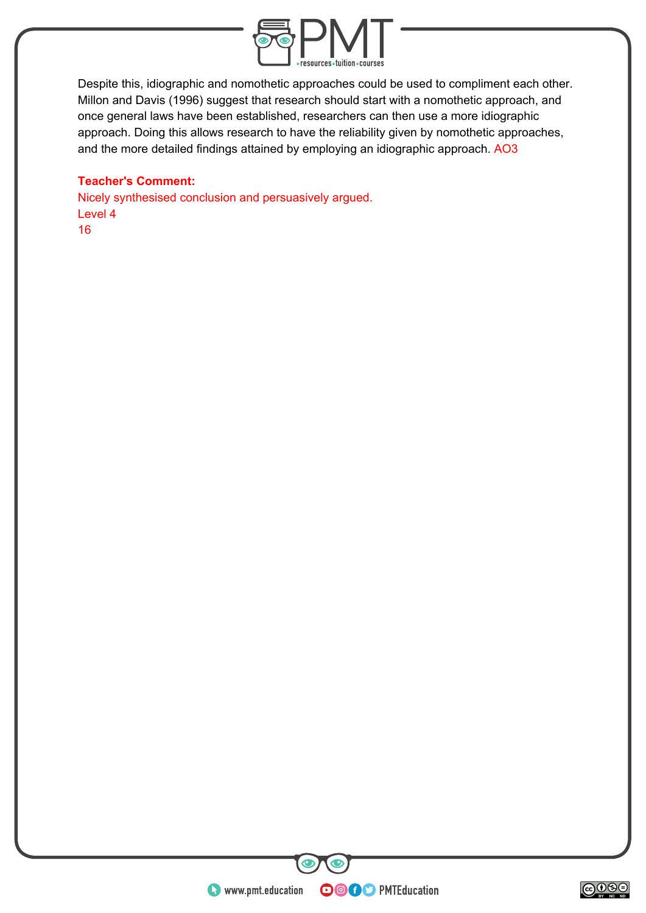Despite this, idiographic and nomothetic approaches could be used to compliment each other. Millon and Davis (1996) suggest that research should start with a nomothetic approach, and once general laws have been established, researchers can then use a more idiographic approach. Doing this allows research to have the reliability given by nomothetic approaches, and the more detailed findings attained by employing an idiographic approach. AO3

**Teacher's Comment:**

Nicely synthesised conclusion and persuasively argued.

Level 4

16